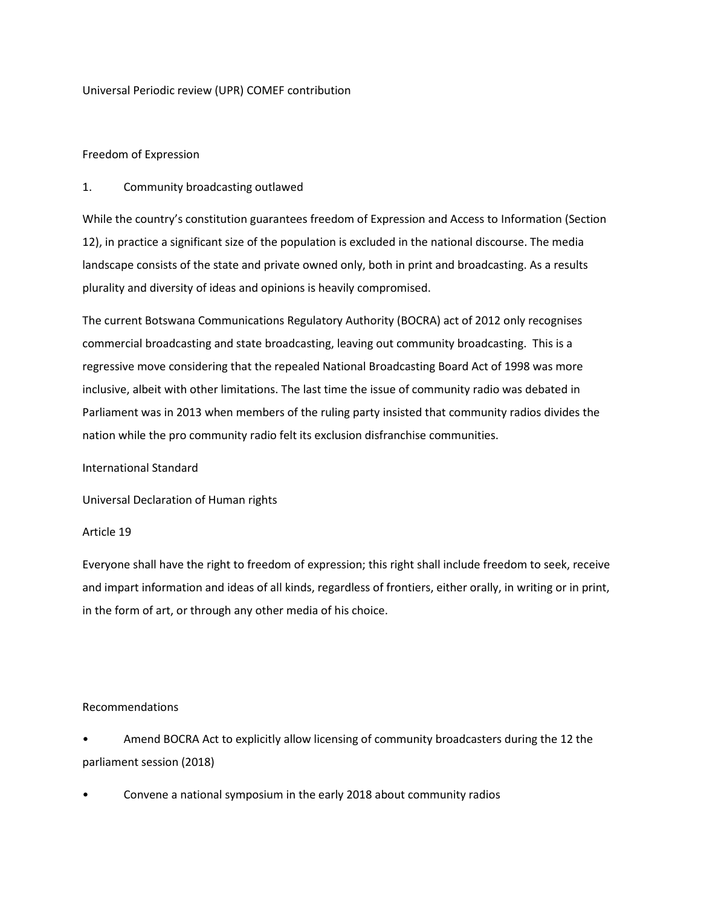# Universal Periodic review (UPR) COMEF contribution

## Freedom of Expression

### 1. Community broadcasting outlawed

While the country's constitution guarantees freedom of Expression and Access to Information (Section 12), in practice a significant size of the population is excluded in the national discourse. The media landscape consists of the state and private owned only, both in print and broadcasting. As a results plurality and diversity of ideas and opinions is heavily compromised.

The current Botswana Communications Regulatory Authority (BOCRA) act of 2012 only recognises commercial broadcasting and state broadcasting, leaving out community broadcasting. This is a regressive move considering that the repealed National Broadcasting Board Act of 1998 was more inclusive, albeit with other limitations. The last time the issue of community radio was debated in Parliament was in 2013 when members of the ruling party insisted that community radios divides the nation while the pro community radio felt its exclusion disfranchise communities.

International Standard

Universal Declaration of Human rights

Article 19

Everyone shall have the right to freedom of expression; this right shall include freedom to seek, receive and impart information and ideas of all kinds, regardless of frontiers, either orally, in writing or in print, in the form of art, or through any other media of his choice.

Recommendations

- Amend BOCRA Act to explicitly allow licensing of community broadcasters during the 12 the parliament session (2018)
- Convene a national symposium in the early 2018 about community radios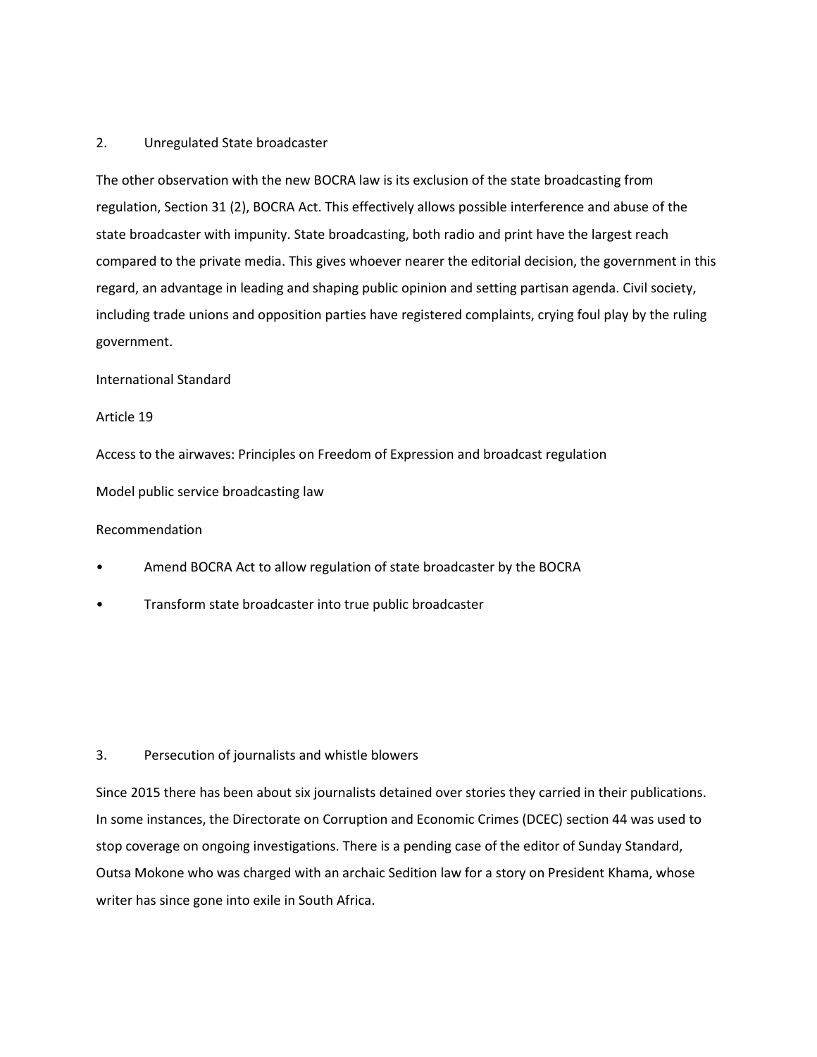## 2. Unregulated State broadcaster

The other observation with the new BOCRA law is its exclusion of the state broadcasting from regulation, Section 31 (2), BOCRA Act. This effectively allows possible interference and abuse of the state broadcaster with impunity. State broadcasting, both radio and print have the largest reach compared to the private media. This gives whoever nearer the editorial decision, the government in this regard, an advantage in leading and shaping public opinion and setting partisan agenda. Civil society, including trade unions and opposition parties have registered complaints, crying foul play by the ruling government.

International Standard

Article 19

Access to the airwaves: Principles on Freedom of Expression and broadcast regulation

Model public service broadcasting law

Recommendation

- Amend BOCRA Act to allow regulation of state broadcaster by the BOCRA
- Transform state broadcaster into true public broadcaster

## 3. Persecution of journalists and whistle blowers

Since 2015 there has been about six journalists detained over stories they carried in their publications. In some instances, the Directorate on Corruption and Economic Crimes (DCEC) section 44 was used to stop coverage on ongoing investigations. There is a pending case of the editor of Sunday Standard, Outsa Mokone who was charged with an archaic Sedition law for a story on President Khama, whose writer has since gone into exile in South Africa.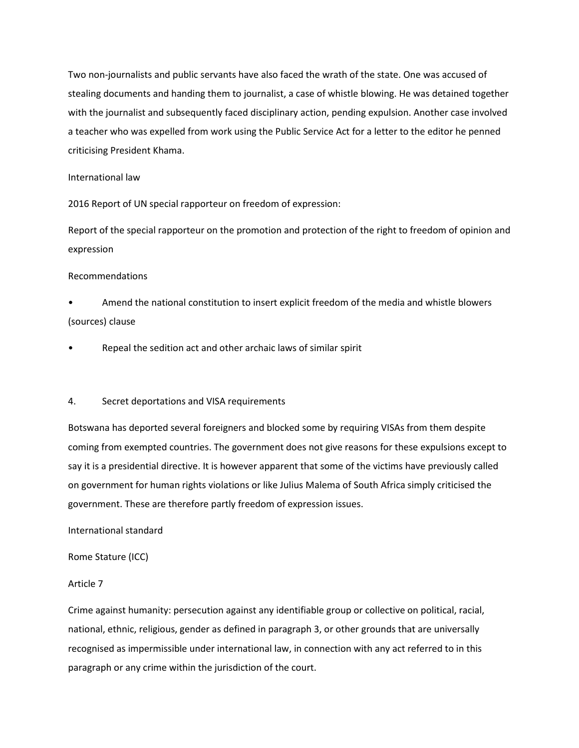Two non-journalists and public servants have also faced the wrath of the state. One was accused of stealing documents and handing them to journalist, a case of whistle blowing. He was detained together with the journalist and subsequently faced disciplinary action, pending expulsion. Another case involved a teacher who was expelled from work using the Public Service Act for a letter to the editor he penned criticising President Khama.

International law

2016 Report of UN special rapporteur on freedom of expression:

Report of the special rapporteur on the promotion and protection of the right to freedom of opinion and expression

Recommendations

- Amend the national constitution to insert explicit freedom of the media and whistle blowers (sources) clause
- Repeal the sedition act and other archaic laws of similar spirit

4. Secret deportations and VISA requirements

Botswana has deported several foreigners and blocked some by requiring VISAs from them despite coming from exempted countries. The government does not give reasons for these expulsions except to say it is a presidential directive. It is however apparent that some of the victims have previously called on government for human rights violations or like Julius Malema of South Africa simply criticised the government. These are therefore partly freedom of expression issues.

International standard

Rome Stature (ICC)

Article 7

Crime against humanity: persecution against any identifiable group or collective on political, racial, national, ethnic, religious, gender as defined in paragraph 3, or other grounds that are universally recognised as impermissible under international law, in connection with any act referred to in this paragraph or any crime within the jurisdiction of the court.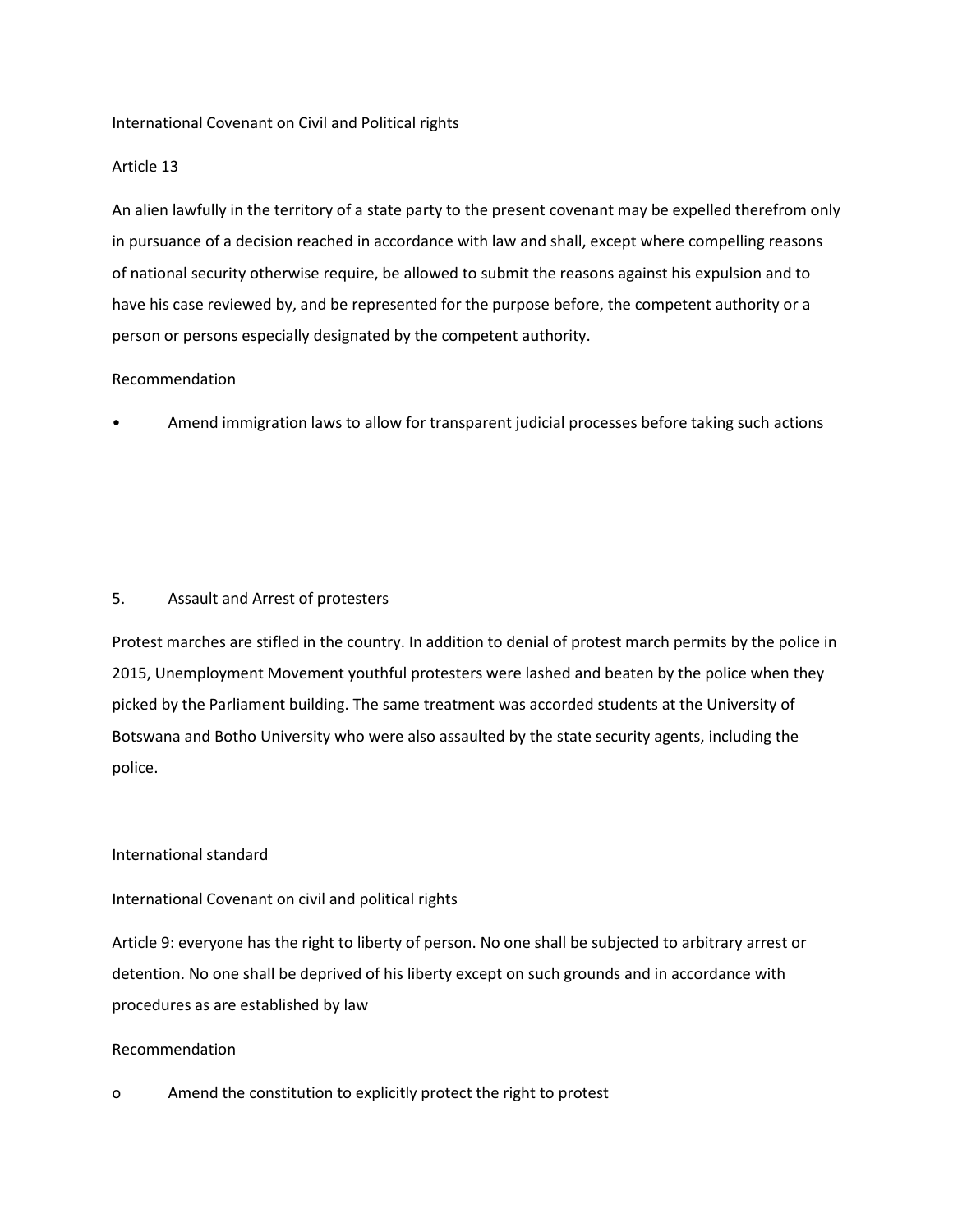International Covenant on Civil and Political rights

Article 13

An alien lawfully in the territory of a state party to the present covenant may be expelled therefrom only in pursuance of a decision reached in accordance with law and shall, except where compelling reasons of national security otherwise require, be allowed to submit the reasons against his expulsion and to have his case reviewed by, and be represented for the purpose before, the competent authority or a person or persons especially designated by the competent authority.

Recommendation

- Amend immigration laws to allow for transparent judicial processes before taking such actions

## 5. Assault and Arrest of protesters

Protest marches are stifled in the country. In addition to denial of protest march permits by the police in 2015, Unemployment Movement youthful protesters were lashed and beaten by the police when they picked by the Parliament building. The same treatment was accorded students at the University of Botswana and Botho University who were also assaulted by the state security agents, including the police.

International standard

International Covenant on civil and political rights

Article 9: everyone has the right to liberty of person. No one shall be subjected to arbitrary arrest or detention. No one shall be deprived of his liberty except on such grounds and in accordance with procedures as are established by law

Recommendation

- Amend the constitution to explicitly protect the right to protest